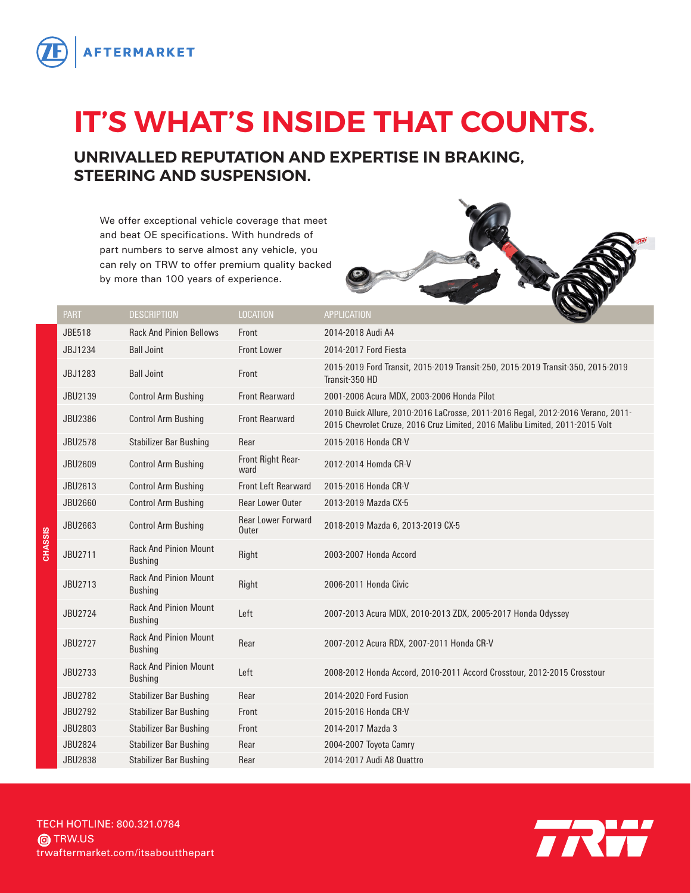ZF | AFTERMARKET

# IT'S WHAT'S INSIDE THAT COUNTS.

## UNRIVALLED REPUTATION AND EXPERTISE IN BRAKING, STEERING AND SUSPENSION.

We offer exceptional vehicle coverage that meet and beat OE specifications. With hundreds of part numbers to serve almost any vehicle, you can rely on TRW to offer premium quality backed by more than 100 years of experience.

**CHASSIS**

| PART | DESCRIPTION | LOCATION | APPLICATION |
|---|---|---|---|
| JBE518 | Rack And Pinion Bellows | Front | 2014-2018 Audi A4 |
| JBJ1234 | Ball Joint | Front Lower | 2014-2017 Ford Fiesta |
| JBJ1283 | Ball Joint | Front | 2015-2019 Ford Transit, 2015-2019 Transit-250, 2015-2019 Transit-350, 2015-2019 Transit-350 HD |
| JBU2139 | Control Arm Bushing | Front Rearward | 2001-2006 Acura MDX, 2003-2006 Honda Pilot |
| JBU2386 | Control Arm Bushing | Front Rearward | 2010 Buick Allure, 2010-2016 LaCrosse, 2011-2016 Regal, 2012-2016 Verano, 2011-2015 Chevrolet Cruze, 2016 Cruz Limited, 2016 Malibu Limited, 2011-2015 Volt |
| JBU2578 | Stabilizer Bar Bushing | Rear | 2015-2016 Honda CR-V |
| JBU2609 | Control Arm Bushing | Front Right Rear-ward | 2012-2014 Homda CR-V |
| JBU2613 | Control Arm Bushing | Front Left Rearward | 2015-2016 Honda CR-V |
| JBU2660 | Control Arm Bushing | Rear Lower Outer | 2013-2019 Mazda CX-5 |
| JBU2663 | Control Arm Bushing | Rear Lower Forward Outer | 2018-2019 Mazda 6, 2013-2019 CX-5 |
| JBU2711 | Rack And Pinion Mount Bushing | Right | 2003-2007 Honda Accord |
| JBU2713 | Rack And Pinion Mount Bushing | Right | 2006-2011 Honda Civic |
| JBU2724 | Rack And Pinion Mount Bushing | Left | 2007-2013 Acura MDX, 2010-2013 ZDX, 2005-2017 Honda Odyssey |
| JBU2727 | Rack And Pinion Mount Bushing | Rear | 2007-2012 Acura RDX, 2007-2011 Honda CR-V |
| JBU2733 | Rack And Pinion Mount Bushing | Left | 2008-2012 Honda Accord, 2010-2011 Accord Crosstour, 2012-2015 Crosstour |
| JBU2782 | Stabilizer Bar Bushing | Rear | 2014-2020 Ford Fusion |
| JBU2792 | Stabilizer Bar Bushing | Front | 2015-2016 Honda CR-V |
| JBU2803 | Stabilizer Bar Bushing | Front | 2014-2017 Mazda 3 |
| JBU2824 | Stabilizer Bar Bushing | Rear | 2004-2007 Toyota Camry |
| JBU2838 | Stabilizer Bar Bushing | Rear | 2014-2017 Audi A8 Quattro |

TECH HOTLINE: 800.321.0784
TRW.US
trwaftermarket.com/itsaboutthepart

TRW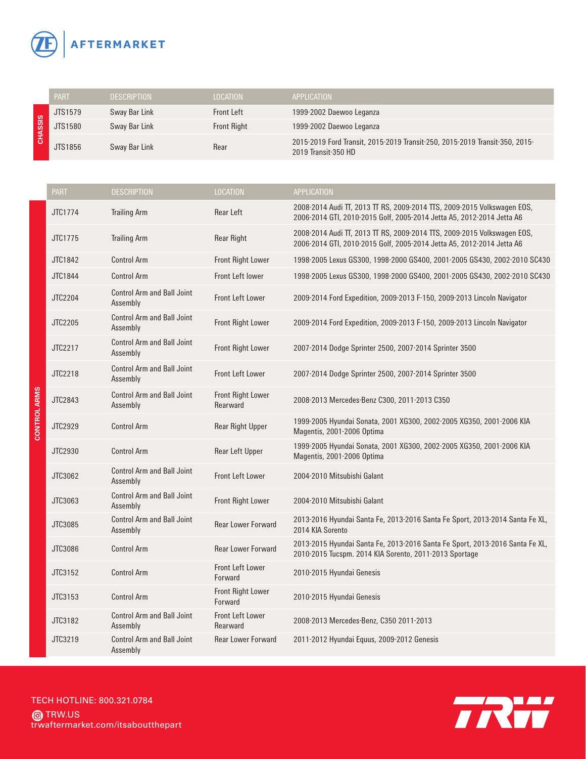## CHASSIS

| PART | DESCRIPTION | LOCATION | APPLICATION |
| --- | --- | --- | --- |
| JTS1579 | Sway Bar Link | Front Left | 1999-2002 Daewoo Leganza |
| JTS1580 | Sway Bar Link | Front Right | 1999-2002 Daewoo Leganza |
| JTS1856 | Sway Bar Link | Rear | 2015-2019 Ford Transit, 2015-2019 Transit-250, 2015-2019 Transit-350, 2015-2019 Transit-350 HD |

## CONTROL ARMS

| PART | DESCRIPTION | LOCATION | APPLICATION |
| --- | --- | --- | --- |
| JTC1774 | Trailing Arm | Rear Left | 2008-2014 Audi TT, 2013 TT RS, 2009-2014 TTS, 2009-2015 Volkswagen EOS, 2006-2014 GTI, 2010-2015 Golf, 2005-2014 Jetta A5, 2012-2014 Jetta A6 |
| JTC1775 | Trailing Arm | Rear Right | 2008-2014 Audi TT, 2013 TT RS, 2009-2014 TTS, 2009-2015 Volkswagen EOS, 2006-2014 GTI, 2010-2015 Golf, 2005-2014 Jetta A5, 2012-2014 Jetta A6 |
| JTC1842 | Control Arm | Front Right Lower | 1998-2005 Lexus GS300, 1998-2000 GS400, 2001-2005 GS430, 2002-2010 SC430 |
| JTC1844 | Control Arm | Front Left lower | 1998-2005 Lexus GS300, 1998-2000 GS400, 2001-2005 GS430, 2002-2010 SC430 |
| JTC2204 | Control Arm and Ball Joint Assembly | Front Left Lower | 2009-2014 Ford Expedition, 2009-2013 F-150, 2009-2013 Lincoln Navigator |
| JTC2205 | Control Arm and Ball Joint Assembly | Front Right Lower | 2009-2014 Ford Expedition, 2009-2013 F-150, 2009-2013 Lincoln Navigator |
| JTC2217 | Control Arm and Ball Joint Assembly | Front Right Lower | 2007-2014 Dodge Sprinter 2500, 2007-2014 Sprinter 3500 |
| JTC2218 | Control Arm and Ball Joint Assembly | Front Left Lower | 2007-2014 Dodge Sprinter 2500, 2007-2014 Sprinter 3500 |
| JTC2843 | Control Arm and Ball Joint Assembly | Front Right Lower Rearward | 2008-2013 Mercedes-Benz C300, 2011-2013 C350 |
| JTC2929 | Control Arm | Rear Right Upper | 1999-2005 Hyundai Sonata, 2001 XG300, 2002-2005 XG350, 2001-2006 KIA Magentis, 2001-2006 Optima |
| JTC2930 | Control Arm | Rear Left Upper | 1999-2005 Hyundai Sonata, 2001 XG300, 2002-2005 XG350, 2001-2006 KIA Magentis, 2001-2006 Optima |
| JTC3062 | Control Arm and Ball Joint Assembly | Front Left Lower | 2004-2010 Mitsubishi Galant |
| JTC3063 | Control Arm and Ball Joint Assembly | Front Right Lower | 2004-2010 Mitsubishi Galant |
| JTC3085 | Control Arm and Ball Joint Assembly | Rear Lower Forward | 2013-2016 Hyundai Santa Fe, 2013-2016 Santa Fe Sport, 2013-2014 Santa Fe XL, 2014 KIA Sorento |
| JTC3086 | Control Arm | Rear Lower Forward | 2013-2015 Hyundai Santa Fe, 2013-2016 Santa Fe Sport, 2013-2016 Santa Fe XL, 2010-2015 Tucspm. 2014 KIA Sorento, 2011-2013 Sportage |
| JTC3152 | Control Arm | Front Left Lower Forward | 2010-2015 Hyundai Genesis |
| JTC3153 | Control Arm | Front Right Lower Forward | 2010-2015 Hyundai Genesis |
| JTC3182 | Control Arm and Ball Joint Assembly | Front Left Lower Rearward | 2008-2013 Mercedes-Benz, C350 2011-2013 |
| JTC3219 | Control Arm and Ball Joint Assembly | Rear Lower Forward | 2011-2012 Hyundai Equus, 2009-2012 Genesis |

TECH HOTLINE: 800.321.0784
TRW.US
trwaftermarket.com/itsaboutthepart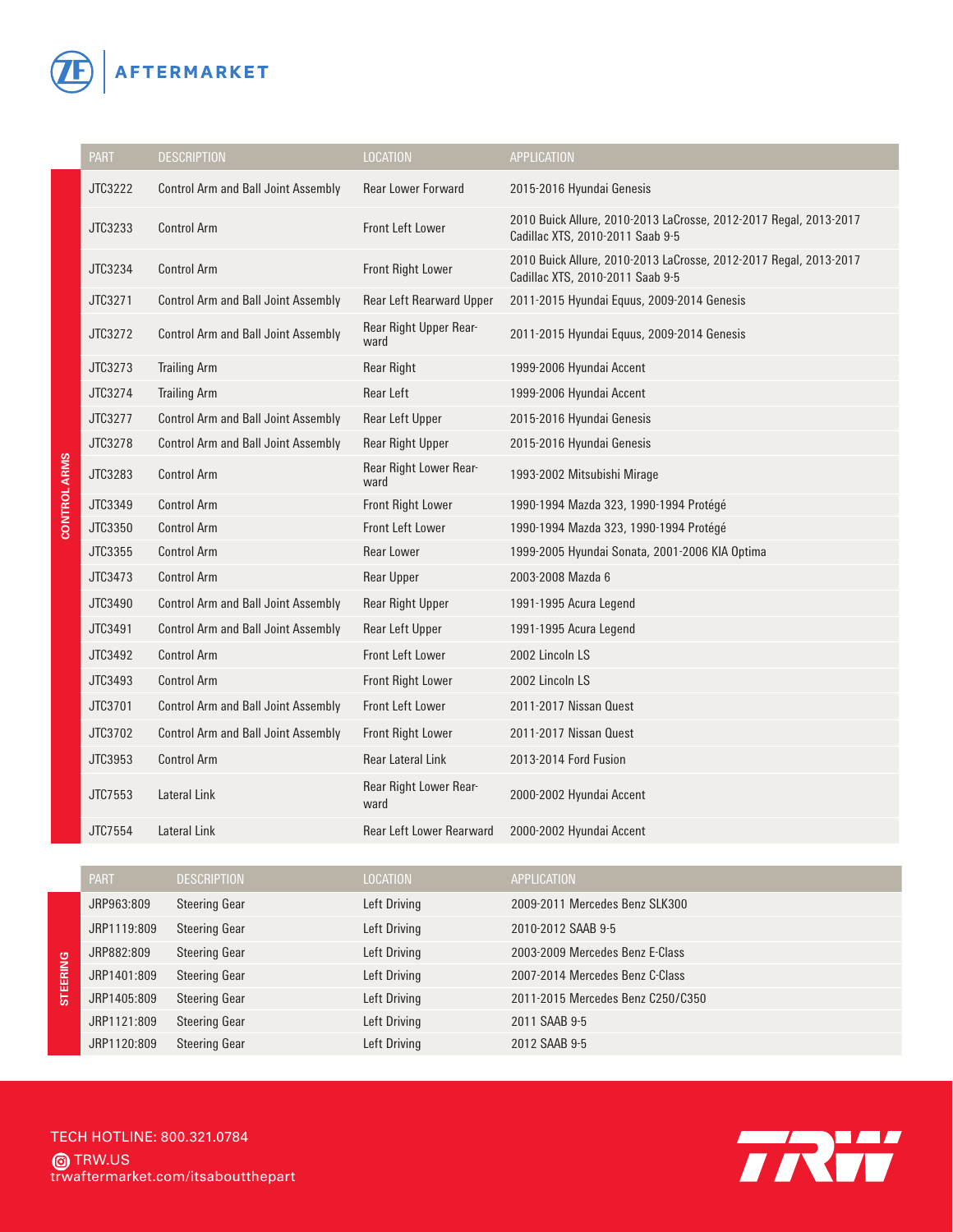## CONTROL ARMS

| PART | DESCRIPTION | LOCATION | APPLICATION |
|---|---|---|---|
| JTC3222 | Control Arm and Ball Joint Assembly | Rear Lower Forward | 2015-2016 Hyundai Genesis |
| JTC3233 | Control Arm | Front Left Lower | 2010 Buick Allure, 2010-2013 LaCrosse, 2012-2017 Regal, 2013-2017 Cadillac XTS, 2010-2011 Saab 9-5 |
| JTC3234 | Control Arm | Front Right Lower | 2010 Buick Allure, 2010-2013 LaCrosse, 2012-2017 Regal, 2013-2017 Cadillac XTS, 2010-2011 Saab 9-5 |
| JTC3271 | Control Arm and Ball Joint Assembly | Rear Left Rearward Upper | 2011-2015 Hyundai Equus, 2009-2014 Genesis |
| JTC3272 | Control Arm and Ball Joint Assembly | Rear Right Upper Rearward | 2011-2015 Hyundai Equus, 2009-2014 Genesis |
| JTC3273 | Trailing Arm | Rear Right | 1999-2006 Hyundai Accent |
| JTC3274 | Trailing Arm | Rear Left | 1999-2006 Hyundai Accent |
| JTC3277 | Control Arm and Ball Joint Assembly | Rear Left Upper | 2015-2016 Hyundai Genesis |
| JTC3278 | Control Arm and Ball Joint Assembly | Rear Right Upper | 2015-2016 Hyundai Genesis |
| JTC3283 | Control Arm | Rear Right Lower Rearward | 1993-2002 Mitsubishi Mirage |
| JTC3349 | Control Arm | Front Right Lower | 1990-1994 Mazda 323, 1990-1994 Protégé |
| JTC3350 | Control Arm | Front Left Lower | 1990-1994 Mazda 323, 1990-1994 Protégé |
| JTC3355 | Control Arm | Rear Lower | 1999-2005 Hyundai Sonata, 2001-2006 KIA Optima |
| JTC3473 | Control Arm | Rear Upper | 2003-2008 Mazda 6 |
| JTC3490 | Control Arm and Ball Joint Assembly | Rear Right Upper | 1991-1995 Acura Legend |
| JTC3491 | Control Arm and Ball Joint Assembly | Rear Left Upper | 1991-1995 Acura Legend |
| JTC3492 | Control Arm | Front Left Lower | 2002 Lincoln LS |
| JTC3493 | Control Arm | Front Right Lower | 2002 Lincoln LS |
| JTC3701 | Control Arm and Ball Joint Assembly | Front Left Lower | 2011-2017 Nissan Quest |
| JTC3702 | Control Arm and Ball Joint Assembly | Front Right Lower | 2011-2017 Nissan Quest |
| JTC3953 | Control Arm | Rear Lateral Link | 2013-2014 Ford Fusion |
| JTC7553 | Lateral Link | Rear Right Lower Rearward | 2000-2002 Hyundai Accent |
| JTC7554 | Lateral Link | Rear Left Lower Rearward | 2000-2002 Hyundai Accent |

## STEERING

| PART | DESCRIPTION | LOCATION | APPLICATION |
|---|---|---|---|
| JRP963:809 | Steering Gear | Left Driving | 2009-2011 Mercedes Benz SLK300 |
| JRP1119:809 | Steering Gear | Left Driving | 2010-2012 SAAB 9-5 |
| JRP882:809 | Steering Gear | Left Driving | 2003-2009 Mercedes Benz E-Class |
| JRP1401:809 | Steering Gear | Left Driving | 2007-2014 Mercedes Benz C-Class |
| JRP1405:809 | Steering Gear | Left Driving | 2011-2015 Mercedes Benz C250/C350 |
| JRP1121:809 | Steering Gear | Left Driving | 2011 SAAB 9-5 |
| JRP1120:809 | Steering Gear | Left Driving | 2012 SAAB 9-5 |

TECH HOTLINE: 800.321.0784

TRW.US

trwaftermarket.com/itsaboutthepart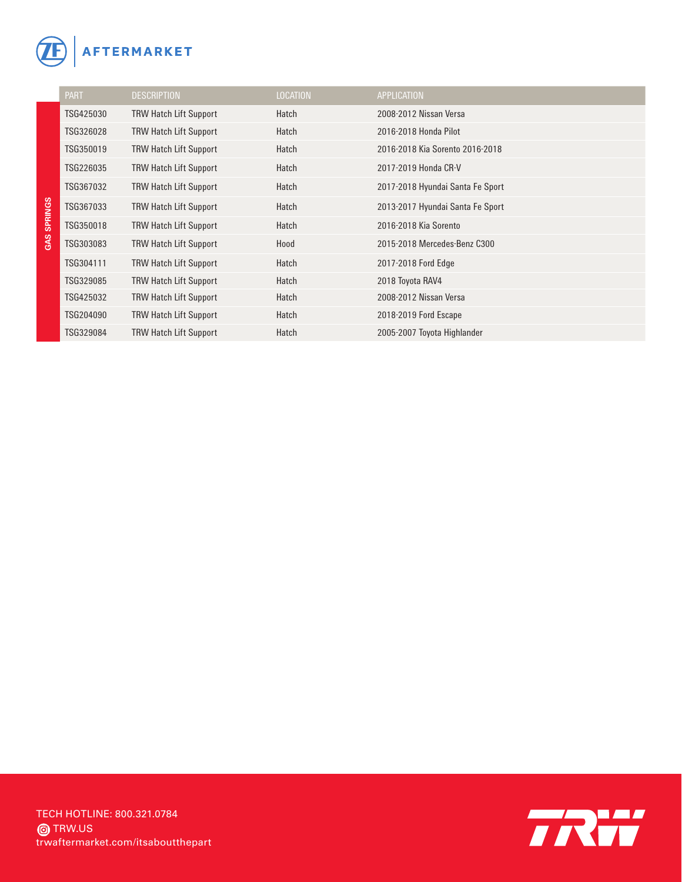| PART | DESCRIPTION | LOCATION | APPLICATION |
|---|---|---|---|
| TSG425030 | TRW Hatch Lift Support | Hatch | 2008-2012 Nissan Versa |
| TSG326028 | TRW Hatch Lift Support | Hatch | 2016-2018 Honda Pilot |
| TSG350019 | TRW Hatch Lift Support | Hatch | 2016-2018 Kia Sorento 2016-2018 |
| TSG226035 | TRW Hatch Lift Support | Hatch | 2017-2019 Honda CR-V |
| TSG367032 | TRW Hatch Lift Support | Hatch | 2017-2018 Hyundai Santa Fe Sport |
| TSG367033 | TRW Hatch Lift Support | Hatch | 2013-2017 Hyundai Santa Fe Sport |
| TSG350018 | TRW Hatch Lift Support | Hatch | 2016-2018 Kia Sorento |
| TSG303083 | TRW Hatch Lift Support | Hood | 2015-2018 Mercedes-Benz C300 |
| TSG304111 | TRW Hatch Lift Support | Hatch | 2017-2018 Ford Edge |
| TSG329085 | TRW Hatch Lift Support | Hatch | 2018 Toyota RAV4 |
| TSG425032 | TRW Hatch Lift Support | Hatch | 2008-2012 Nissan Versa |
| TSG204090 | TRW Hatch Lift Support | Hatch | 2018-2019 Ford Escape |
| TSG329084 | TRW Hatch Lift Support | Hatch | 2005-2007 Toyota Highlander |

TECH HOTLINE: 800.321.0784
TRW.US
trwaftermarket.com/itsaboutthepart